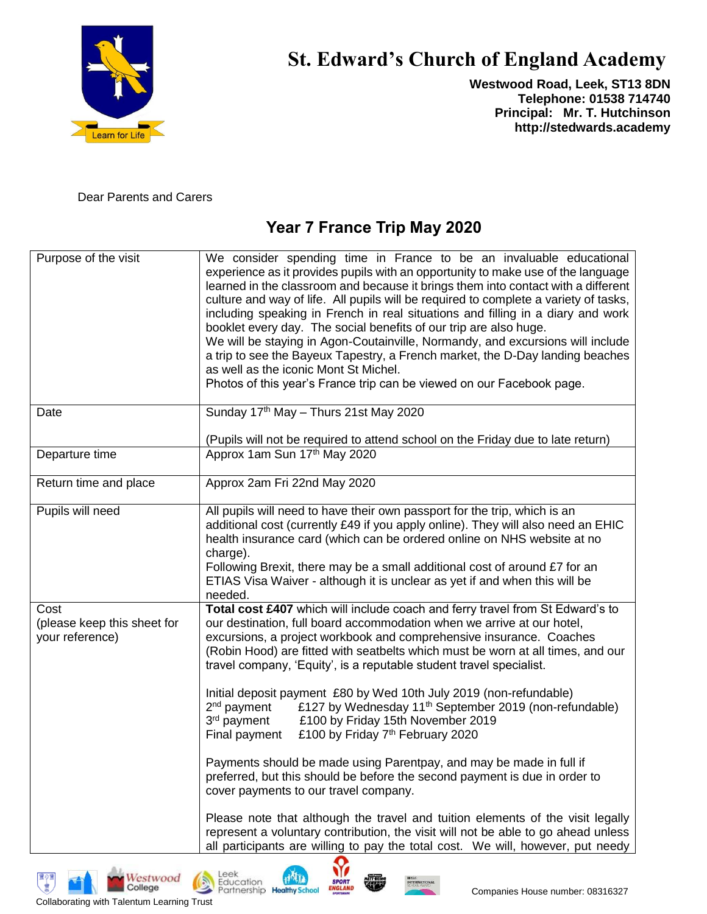# St. Edward's Church of England Academy

**Westwood Road, Leek, ST13 8DN**
**Telephone: 01538 714740**
**Principal: Mr. T. Hutchinson**
**http://stedwards.academy**

Dear Parents and Carers

## Year 7 France Trip May 2020

| | |
|---|---|
| Purpose of the visit | We consider spending time in France to be an invaluable educational experience as it provides pupils with an opportunity to make use of the language learned in the classroom and because it brings them into contact with a different culture and way of life. All pupils will be required to complete a variety of tasks, including speaking in French in real situations and filling in a diary and work booklet every day. The social benefits of our trip are also huge.<br>We will be staying in Agon-Coutainville, Normandy, and excursions will include a trip to see the Bayeux Tapestry, a French market, the D-Day landing beaches as well as the iconic Mont St Michel.<br>Photos of this year's France trip can be viewed on our Facebook page. |
| Date | Sunday 17th May – Thurs 21st May 2020<br><br>(Pupils will not be required to attend school on the Friday due to late return) |
| Departure time | Approx 1am Sun 17th May 2020 |
| Return time and place | Approx 2am Fri 22nd May 2020 |
| Pupils will need | All pupils will need to have their own passport for the trip, which is an additional cost (currently £49 if you apply online). They will also need an EHIC health insurance card (which can be ordered online on NHS website at no charge).<br>Following Brexit, there may be a small additional cost of around £7 for an ETIAS Visa Waiver - although it is unclear as yet if and when this will be needed. |
| Cost<br>(please keep this sheet for your reference) | **Total cost £407** which will include coach and ferry travel from St Edward's to our destination, full board accommodation when we arrive at our hotel, excursions, a project workbook and comprehensive insurance. Coaches (Robin Hood) are fitted with seatbelts which must be worn at all times, and our travel company, 'Equity', is a reputable student travel specialist.<br><br>Initial deposit payment £80 by Wed 10th July 2019 (non-refundable)<br>2nd payment £127 by Wednesday 11th September 2019 (non-refundable)<br>3rd payment £100 by Friday 15th November 2019<br>Final payment £100 by Friday 7th February 2020<br><br>Payments should be made using Parentpay, and may be made in full if preferred, but this should be before the second payment is due in order to cover payments to our travel company.<br><br>Please note that although the travel and tuition elements of the visit legally represent a voluntary contribution, the visit will not be able to go ahead unless all participants are willing to pay the total cost. We will, however, put needy |

Collaborating with Talentum Learning Trust

Companies House number: 08316327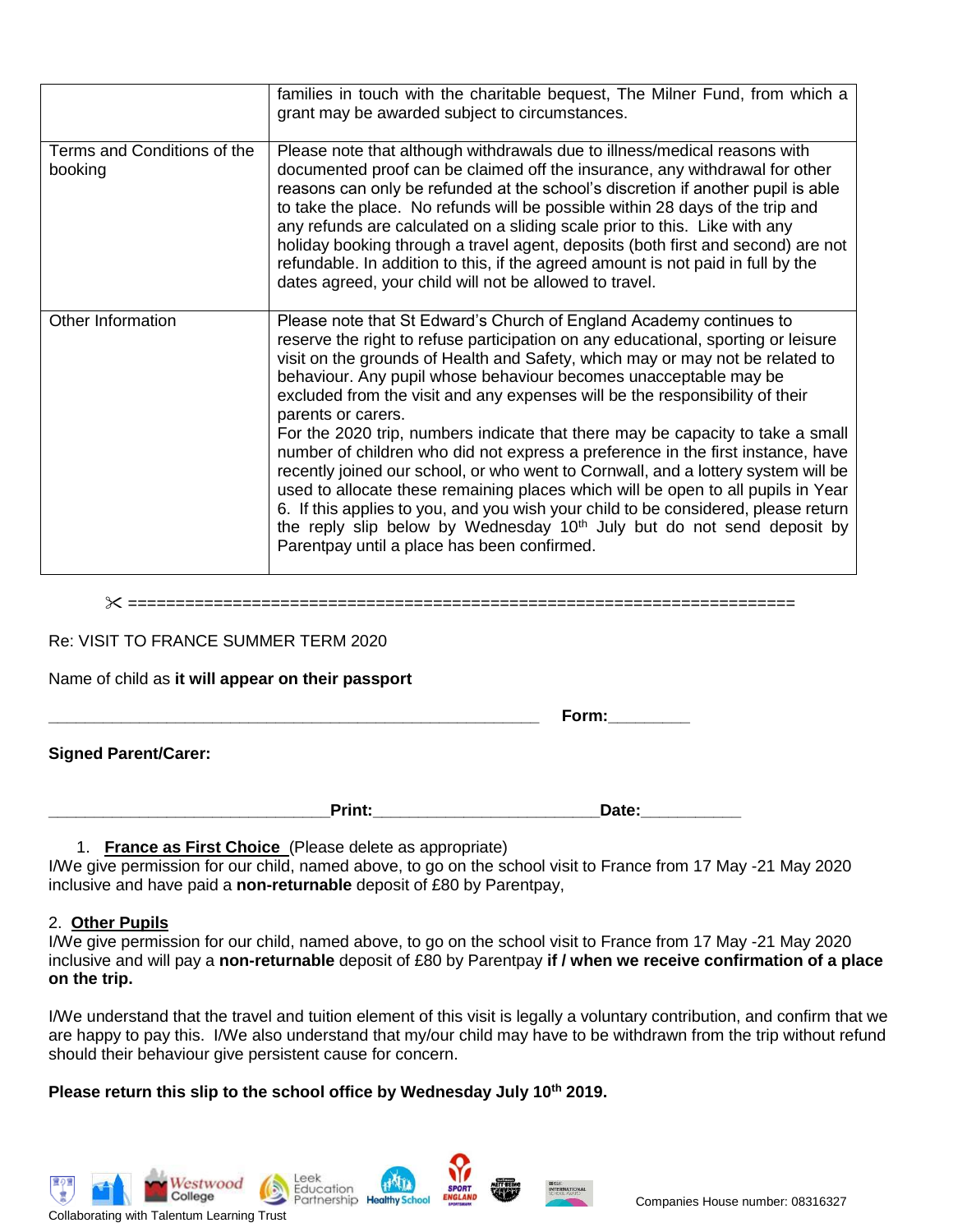| | |
|---|---|
| | families in touch with the charitable bequest, The Milner Fund, from which a grant may be awarded subject to circumstances. |
| Terms and Conditions of the booking | Please note that although withdrawals due to illness/medical reasons with documented proof can be claimed off the insurance, any withdrawal for other reasons can only be refunded at the school's discretion if another pupil is able to take the place. No refunds will be possible within 28 days of the trip and any refunds are calculated on a sliding scale prior to this. Like with any holiday booking through a travel agent, deposits (both first and second) are not refundable. In addition to this, if the agreed amount is not paid in full by the dates agreed, your child will not be allowed to travel. |
| Other Information | Please note that St Edward's Church of England Academy continues to reserve the right to refuse participation on any educational, sporting or leisure visit on the grounds of Health and Safety, which may or may not be related to behaviour. Any pupil whose behaviour becomes unacceptable may be excluded from the visit and any expenses will be the responsibility of their parents or carers.<br>For the 2020 trip, numbers indicate that there may be capacity to take a small number of children who did not express a preference in the first instance, have recently joined our school, or who went to Cornwall, and a lottery system will be used to allocate these remaining places which will be open to all pupils in Year 6. If this applies to you, and you wish your child to be considered, please return the reply slip below by Wednesday 10th July but do not send deposit by Parentpay until a place has been confirmed. |

✂ ====================================================================

Re: VISIT TO FRANCE SUMMER TERM 2020

Name of child as **it will appear on their passport**

_______________________________________________ **Form:**_________

**Signed Parent/Carer:**

_______________________________**Print:**________________________**Date:**___________

1. **France as First Choice** (Please delete as appropriate)

I/We give permission for our child, named above, to go on the school visit to France from 17 May -21 May 2020 inclusive and have paid a **non-returnable** deposit of £80 by Parentpay,

2. **Other Pupils**

I/We give permission for our child, named above, to go on the school visit to France from 17 May -21 May 2020 inclusive and will pay a **non-returnable** deposit of £80 by Parentpay **if / when we receive confirmation of a place on the trip.**

I/We understand that the travel and tuition element of this visit is legally a voluntary contribution, and confirm that we are happy to pay this. I/We also understand that my/our child may have to be withdrawn from the trip without refund should their behaviour give persistent cause for concern.

**Please return this slip to the school office by Wednesday July 10th 2019.**

Collaborating with Talentum Learning Trust

Companies House number: 08316327